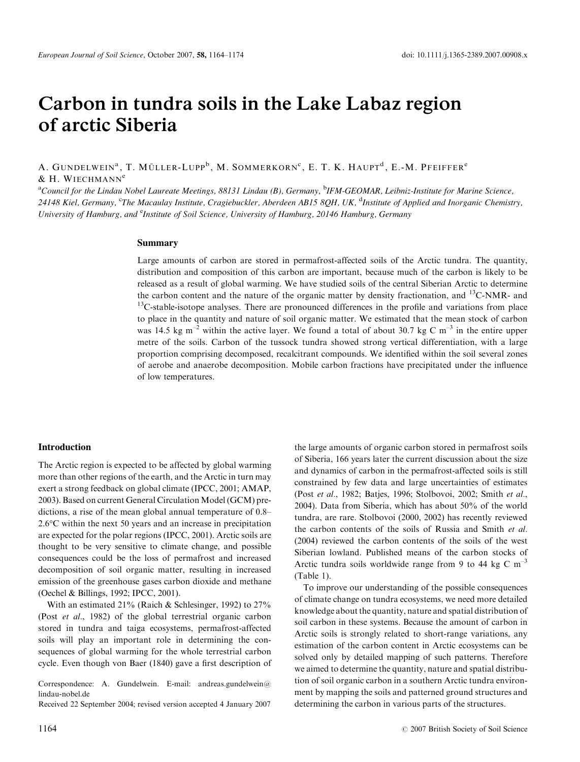// Carbon in tundra soils in the Lake Labaz region of arctic Siberia

A. Gundelwein[a], T. Müller-Lupp[b], M. Sommerkorn[c], E. T. K. Haupt[d], E.-M. Pfeiffer[e] & H. Wiechmann[e]

[a]Council for the Lindau Nobel Laureate Meetings, 88131 Lindau (B), Germany, [b]IFM-GEOMAR, Leibniz-Institute for Marine Science, 24148 Kiel, Germany, [c]The Macaulay Institute, Cragiebuckler, Aberdeen AB15 8QH, UK, [d]Institute of Applied and Inorganic Chemistry, University of Hamburg, and [e]Institute of Soil Science, University of Hamburg, 20146 Hamburg, Germany

## Summary

Large amounts of carbon are stored in permafrost-affected soils of the Arctic tundra. The quantity, distribution and composition of this carbon are important, because much of the carbon is likely to be released as a result of global warming. We have studied soils of the central Siberian Arctic to determine the carbon content and the nature of the organic matter by density fractionation, and $^{13}$C-NMR- and $^{13}$C-stable-isotope analyses. There are pronounced differences in the profile and variations from place to place in the quantity and nature of soil organic matter. We estimated that the mean stock of carbon was 14.5 kg m$^{-2}$ within the active layer. We found a total of about 30.7 kg C m$^{-3}$ in the entire upper metre of the soils. Carbon of the tussock tundra showed strong vertical differentiation, with a large proportion comprising decomposed, recalcitrant compounds. We identified within the soil several zones of aerobe and anaerobe decomposition. Mobile carbon fractions have precipitated under the influence of low temperatures.

## Introduction

The Arctic region is expected to be affected by global warming more than other regions of the earth, and the Arctic in turn may exert a strong feedback on global climate (IPCC, 2001; AMAP, 2003). Based on current General Circulation Model (GCM) predictions, a rise of the mean global annual temperature of 0.8–2.6°C within the next 50 years and an increase in precipitation are expected for the polar regions (IPCC, 2001). Arctic soils are thought to be very sensitive to climate change, and possible consequences could be the loss of permafrost and increased decomposition of soil organic matter, resulting in increased emission of the greenhouse gases carbon dioxide and methane (Oechel & Billings, 1992; IPCC, 2001).

With an estimated 21% (Raich & Schlesinger, 1992) to 27% (Post *et al*., 1982) of the global terrestrial organic carbon stored in tundra and taiga ecosystems, permafrost-affected soils will play an important role in determining the consequences of global warming for the whole terrestrial carbon cycle. Even though von Baer (1840) gave a first description of the large amounts of organic carbon stored in permafrost soils of Siberia, 166 years later the current discussion about the size and dynamics of carbon in the permafrost-affected soils is still constrained by few data and large uncertainties of estimates (Post *et al*., 1982; Batjes, 1996; Stolbovoi, 2002; Smith *et al*., 2004). Data from Siberia, which has about 50% of the world tundra, are rare. Stolbovoi (2000, 2002) has recently reviewed the carbon contents of the soils of Russia and Smith *et al*. (2004) reviewed the carbon contents of the soils of the west Siberian lowland. Published means of the carbon stocks of Arctic tundra soils worldwide range from 9 to 44 kg C m$^{-3}$ (Table 1).

To improve our understanding of the possible consequences of climate change on tundra ecosystems, we need more detailed knowledge about the quantity, nature and spatial distribution of soil carbon in these systems. Because the amount of carbon in Arctic soils is strongly related to short-range variations, any estimation of the carbon content in Arctic ecosystems can be solved only by detailed mapping of such patterns. Therefore we aimed to determine the quantity, nature and spatial distribution of soil organic carbon in a southern Arctic tundra environment by mapping the soils and patterned ground structures and determining the carbon in various parts of the structures.

Correspondence: A. Gundelwein. E-mail: andreas.gundelwein@lindau-nobel.de

Received 22 September 2004; revised version accepted 4 January 2007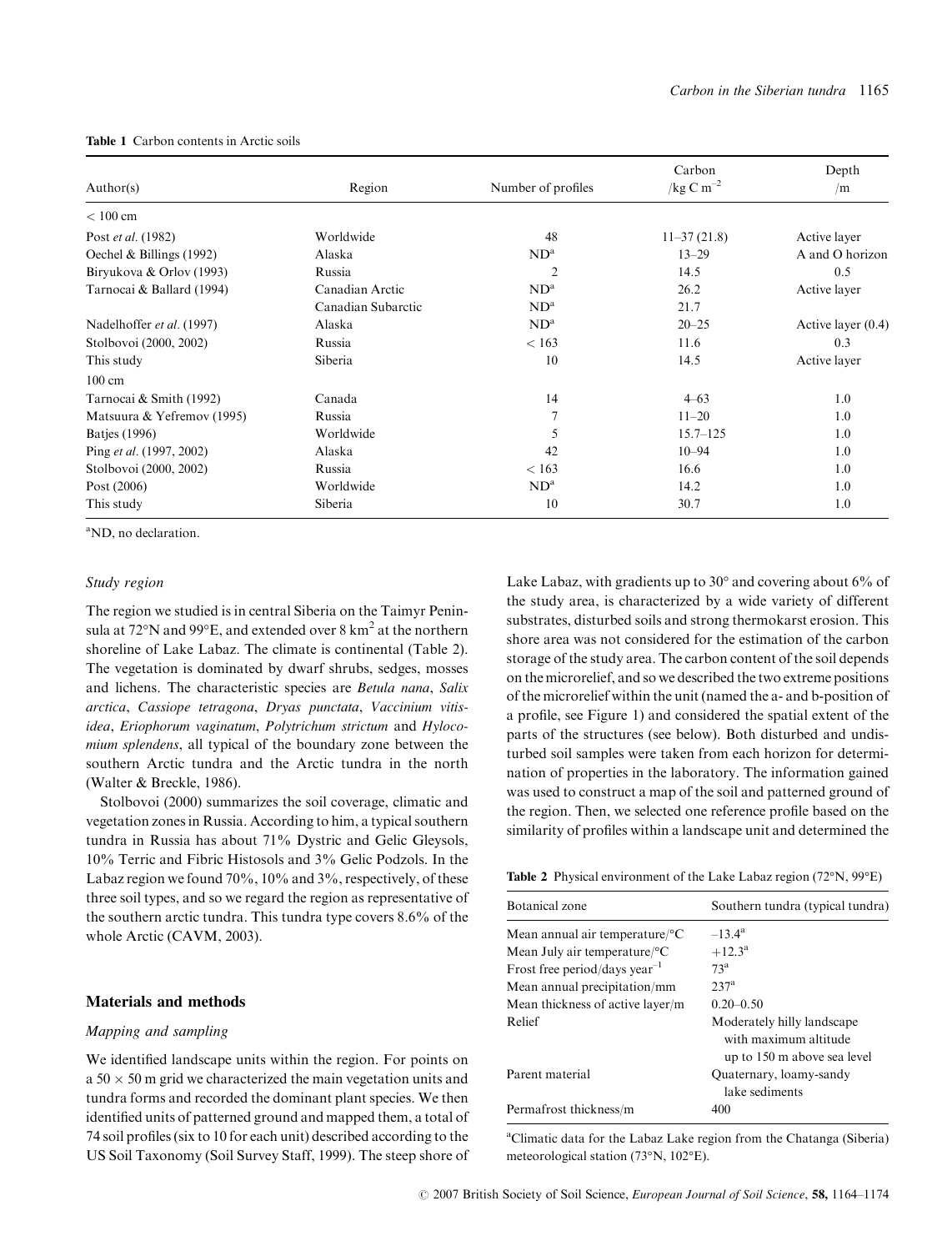**Table 1** Carbon contents in Arctic soils

| Author(s) | Region | Number of profiles | Carbon /kg C m$^{-2}$ | Depth /m |
|---|---|---|---|---|
| < 100 cm | | | | |
| Post *et al.* (1982) | Worldwide | 48 | 11–37 (21.8) | Active layer |
| Oechel & Billings (1992) | Alaska | ND[a] | 13–29 | A and O horizon |
| Biryukova & Orlov (1993) | Russia | 2 | 14.5 | 0.5 |
| Tarnocai & Ballard (1994) | Canadian Arctic | ND[a] | 26.2 | Active layer |
| | Canadian Subarctic | ND[a] | 21.7 | |
| Nadelhoffer *et al.* (1997) | Alaska | ND[a] | 20–25 | Active layer (0.4) |
| Stolbovoi (2000, 2002) | Russia | < 163 | 11.6 | 0.3 |
| This study | Siberia | 10 | 14.5 | Active layer |
| 100 cm | | | | |
| Tarnocai & Smith (1992) | Canada | 14 | 4–63 | 1.0 |
| Matsuura & Yefremov (1995) | Russia | 7 | 11–20 | 1.0 |
| Batjes (1996) | Worldwide | 5 | 15.7–125 | 1.0 |
| Ping *et al.* (1997, 2002) | Alaska | 42 | 10–94 | 1.0 |
| Stolbovoi (2000, 2002) | Russia | < 163 | 16.6 | 1.0 |
| Post (2006) | Worldwide | ND[a] | 14.2 | 1.0 |
| This study | Siberia | 10 | 30.7 | 1.0 |

[a]ND, no declaration.

### *Study region*

The region we studied is in central Siberia on the Taimyr Peninsula at 72°N and 99°E, and extended over 8 km$^2$ at the northern shoreline of Lake Labaz. The climate is continental (Table 2). The vegetation is dominated by dwarf shrubs, sedges, mosses and lichens. The characteristic species are *Betula nana*, *Salix arctica*, *Cassiope tetragona*, *Dryas punctata*, *Vaccinium vitis-idea*, *Eriophorum vaginatum*, *Polytrichum strictum* and *Hylocomium splendens*, all typical of the boundary zone between the southern Arctic tundra and the Arctic tundra in the north (Walter & Breckle, 1986).

Stolbovoi (2000) summarizes the soil coverage, climatic and vegetation zones in Russia. According to him, a typical southern tundra in Russia has about 71% Dystric and Gelic Gleysols, 10% Terric and Fibric Histosols and 3% Gelic Podzols. In the Labaz region we found 70%, 10% and 3%, respectively, of these three soil types, and so we regard the region as representative of the southern arctic tundra. This tundra type covers 8.6% of the whole Arctic (CAVM, 2003).

## Materials and methods

### *Mapping and sampling*

We identified landscape units within the region. For points on a 50 × 50 m grid we characterized the main vegetation units and tundra forms and recorded the dominant plant species. We then identified units of patterned ground and mapped them, a total of 74 soil profiles (six to 10 for each unit) described according to the US Soil Taxonomy (Soil Survey Staff, 1999). The steep shore of Lake Labaz, with gradients up to 30° and covering about 6% of the study area, is characterized by a wide variety of different substrates, disturbed soils and strong thermokarst erosion. This shore area was not considered for the estimation of the carbon storage of the study area. The carbon content of the soil depends on the microrelief, and so we described the two extreme positions of the microrelief within the unit (named the a- and b-position of a profile, see Figure 1) and considered the spatial extent of the parts of the structures (see below). Both disturbed and undisturbed soil samples were taken from each horizon for determination of properties in the laboratory. The information gained was used to construct a map of the soil and patterned ground of the region. Then, we selected one reference profile based on the similarity of profiles within a landscape unit and determined the

**Table 2** Physical environment of the Lake Labaz region (72°N, 99°E)

| Botanical zone | Southern tundra (typical tundra) |
|---|---|
| Mean annual air temperature/°C | –13.4[a] |
| Mean July air temperature/°C | +12.3[a] |
| Frost free period/days year$^{-1}$ | 73[a] |
| Mean annual precipitation/mm | 237[a] |
| Mean thickness of active layer/m | 0.20–0.50 |
| Relief | Moderately hilly landscape with maximum altitude up to 150 m above sea level |
| Parent material | Quaternary, loamy-sandy lake sediments |
| Permafrost thickness/m | 400 |

[a]Climatic data for the Labaz Lake region from the Chatanga (Siberia) meteorological station (73°N, 102°E).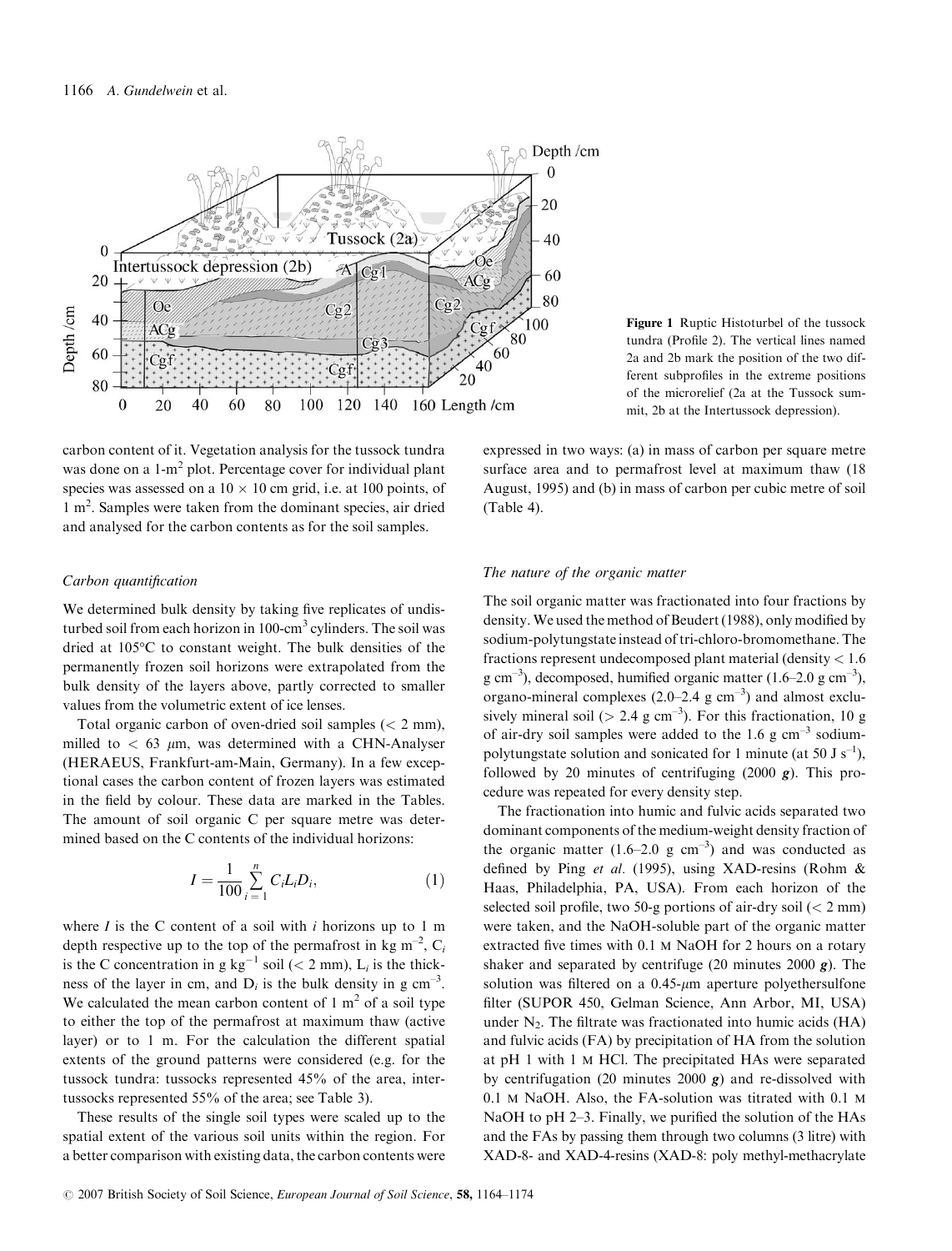**Figure 1** Ruptic Histoturbel of the tussock tundra (Profile 2). The vertical lines named 2a and 2b mark the position of the two different subprofiles in the extreme positions of the microrelief (2a at the Tussock summit, 2b at the Intertussock depression).

carbon content of it. Vegetation analysis for the tussock tundra was done on a 1-m$^2$ plot. Percentage cover for individual plant species was assessed on a 10 × 10 cm grid, i.e. at 100 points, of 1 m$^2$. Samples were taken from the dominant species, air dried and analysed for the carbon contents as for the soil samples.

### *Carbon quantification*

We determined bulk density by taking five replicates of undisturbed soil from each horizon in 100-cm$^3$ cylinders. The soil was dried at 105°C to constant weight. The bulk densities of the permanently frozen soil horizons were extrapolated from the bulk density of the layers above, partly corrected to smaller values from the volumetric extent of ice lenses.

Total organic carbon of oven-dried soil samples (< 2 mm), milled to < 63 $\mu$m, was determined with a CHN-Analyser (HERAEUS, Frankfurt-am-Main, Germany). In a few exceptional cases the carbon content of frozen layers was estimated in the field by colour. These data are marked in the Tables. The amount of soil organic C per square metre was determined based on the C contents of the individual horizons:

$$I = \frac{1}{100} \sum_{i=1}^{n} C_i L_i D_i, \tag{1}$$

where $I$ is the C content of a soil with $i$ horizons up to 1 m depth respective up to the top of the permafrost in kg m$^{-2}$, $C_i$ is the C concentration in g kg$^{-1}$ soil (< 2 mm), $L_i$ is the thickness of the layer in cm, and $D_i$ is the bulk density in g cm$^{-3}$. We calculated the mean carbon content of 1 m$^2$ of a soil type to either the top of the permafrost at maximum thaw (active layer) or to 1 m. For the calculation the different spatial extents of the ground patterns were considered (e.g. for the tussock tundra: tussocks represented 45% of the area, intertussocks represented 55% of the area; see Table 3).

These results of the single soil types were scaled up to the spatial extent of the various soil units within the region. For a better comparison with existing data, the carbon contents were expressed in two ways: (a) in mass of carbon per square metre surface area and to permafrost level at maximum thaw (18 August, 1995) and (b) in mass of carbon per cubic metre of soil (Table 4).

### *The nature of the organic matter*

The soil organic matter was fractionated into four fractions by density. We used the method of Beudert (1988), only modified by sodium-polytungstate instead of tri-chloro-bromomethane. The fractions represent undecomposed plant material (density < 1.6 g cm$^{-3}$), decomposed, humified organic matter (1.6–2.0 g cm$^{-3}$), organo-mineral complexes (2.0–2.4 g cm$^{-3}$) and almost exclusively mineral soil (> 2.4 g cm$^{-3}$). For this fractionation, 10 g of air-dry soil samples were added to the 1.6 g cm$^{-3}$ sodium-polytungstate solution and sonicated for 1 minute (at 50 J s$^{-1}$), followed by 20 minutes of centrifuging (2000 ***g***). This procedure was repeated for every density step.

The fractionation into humic and fulvic acids separated two dominant components of the medium-weight density fraction of the organic matter (1.6–2.0 g cm$^{-3}$) and was conducted as defined by Ping *et al.* (1995), using XAD-resins (Rohm & Haas, Philadelphia, PA, USA). From each horizon of the selected soil profile, two 50-g portions of air-dry soil (< 2 mm) were taken, and the NaOH-soluble part of the organic matter extracted five times with 0.1 M NaOH for 2 hours on a rotary shaker and separated by centrifuge (20 minutes 2000 ***g***). The solution was filtered on a 0.45-$\mu$m aperture polyethersulfone filter (SUPOR 450, Gelman Science, Ann Arbor, MI, USA) under $N_2$. The filtrate was fractionated into humic acids (HA) and fulvic acids (FA) by precipitation of HA from the solution at pH 1 with 1 M HCl. The precipitated HAs were separated by centrifugation (20 minutes 2000 ***g***) and re-dissolved with 0.1 M NaOH. Also, the FA-solution was titrated with 0.1 M NaOH to pH 2–3. Finally, we purified the solution of the HAs and the FAs by passing them through two columns (3 litre) with XAD-8- and XAD-4-resins (XAD-8: poly methyl-methacrylate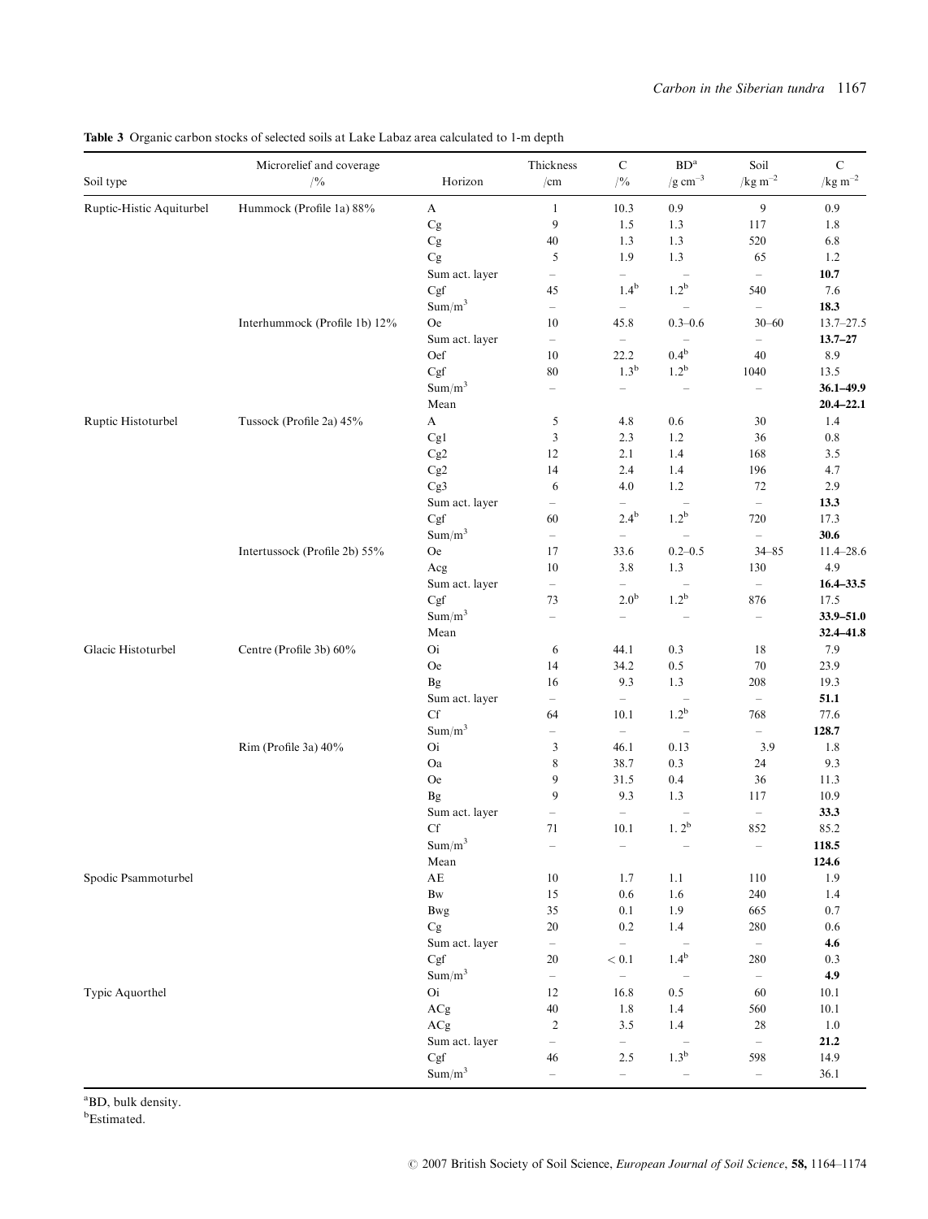**Table 3** Organic carbon stocks of selected soils at Lake Labaz area calculated to 1-m depth

| Soil type | Microrelief and coverage /% | Horizon | Thickness /cm | C /% | BD[a] /g cm$^{-3}$ | Soil /kg m$^{-2}$ | C /kg m$^{-2}$ |
|---|---|---|---|---|---|---|---|
| Ruptic-Histic Aquiturbel | Hummock (Profile 1a) 88% | A | 1 | 10.3 | 0.9 | 9 | 0.9 |
| | | Cg | 9 | 1.5 | 1.3 | 117 | 1.8 |
| | | Cg | 40 | 1.3 | 1.3 | 520 | 6.8 |
| | | Cg | 5 | 1.9 | 1.3 | 65 | 1.2 |
| | | Sum act. layer | – | – | – | – | **10.7** |
| | | Cgf | 45 | 1.4[b] | 1.2[b] | 540 | 7.6 |
| | | Sum/m$^3$ | – | – | – | – | **18.3** |
| | Interhummock (Profile 1b) 12% | Oe | 10 | 45.8 | 0.3–0.6 | 30–60 | 13.7–27.5 |
| | | Sum act. layer | – | – | – | – | **13.7–27** |
| | | Oef | 10 | 22.2 | 0.4[b] | 40 | 8.9 |
| | | Cgf | 80 | 1.3[b] | 1.2[b] | 1040 | 13.5 |
| | | Sum/m$^3$ | – | – | – | – | **36.1–49.9** |
| | | Mean | | | | | **20.4–22.1** |
| Ruptic Histoturbel | Tussock (Profile 2a) 45% | A | 5 | 4.8 | 0.6 | 30 | 1.4 |
| | | Cg1 | 3 | 2.3 | 1.2 | 36 | 0.8 |
| | | Cg2 | 12 | 2.1 | 1.4 | 168 | 3.5 |
| | | Cg2 | 14 | 2.4 | 1.4 | 196 | 4.7 |
| | | Cg3 | 6 | 4.0 | 1.2 | 72 | 2.9 |
| | | Sum act. layer | – | – | – | – | **13.3** |
| | | Cgf | 60 | 2.4[b] | 1.2[b] | 720 | 17.3 |
| | | Sum/m$^3$ | – | – | – | – | **30.6** |
| | Intertussock (Profile 2b) 55% | Oe | 17 | 33.6 | 0.2–0.5 | 34–85 | 11.4–28.6 |
| | | Acg | 10 | 3.8 | 1.3 | 130 | 4.9 |
| | | Sum act. layer | – | – | – | – | **16.4–33.5** |
| | | Cgf | 73 | 2.0[b] | 1.2[b] | 876 | 17.5 |
| | | Sum/m$^3$ | – | – | – | – | **33.9–51.0** |
| | | Mean | | | | | **32.4–41.8** |
| Glacic Histoturbel | Centre (Profile 3b) 60% | Oi | 6 | 44.1 | 0.3 | 18 | 7.9 |
| | | Oe | 14 | 34.2 | 0.5 | 70 | 23.9 |
| | | Bg | 16 | 9.3 | 1.3 | 208 | 19.3 |
| | | Sum act. layer | – | – | – | – | **51.1** |
| | | Cf | 64 | 10.1 | 1.2[b] | 768 | 77.6 |
| | | Sum/m$^3$ | – | – | – | – | **128.7** |
| | Rim (Profile 3a) 40% | Oi | 3 | 46.1 | 0.13 | 3.9 | 1.8 |
| | | Oa | 8 | 38.7 | 0.3 | 24 | 9.3 |
| | | Oe | 9 | 31.5 | 0.4 | 36 | 11.3 |
| | | Bg | 9 | 9.3 | 1.3 | 117 | 10.9 |
| | | Sum act. layer | – | – | – | – | **33.3** |
| | | Cf | 71 | 10.1 | 1. 2[b] | 852 | 85.2 |
| | | Sum/m$^3$ | – | – | – | – | **118.5** |
| | | Mean | | | | | **124.6** |
| Spodic Psammoturbel | | AE | 10 | 1.7 | 1.1 | 110 | 1.9 |
| | | Bw | 15 | 0.6 | 1.6 | 240 | 1.4 |
| | | Bwg | 35 | 0.1 | 1.9 | 665 | 0.7 |
| | | Cg | 20 | 0.2 | 1.4 | 280 | 0.6 |
| | | Sum act. layer | – | – | – | – | **4.6** |
| | | Cgf | 20 | < 0.1 | 1.4[b] | 280 | 0.3 |
| | | Sum/m$^3$ | – | – | – | – | **4.9** |
| Typic Aquorthel | | Oi | 12 | 16.8 | 0.5 | 60 | 10.1 |
| | | ACg | 40 | 1.8 | 1.4 | 560 | 10.1 |
| | | ACg | 2 | 3.5 | 1.4 | 28 | 1.0 |
| | | Sum act. layer | – | – | – | – | **21.2** |
| | | Cgf | 46 | 2.5 | 1.3[b] | 598 | 14.9 |
| | | Sum/m$^3$ | – | – | – | – | 36.1 |

[a]BD, bulk density.
[b]Estimated.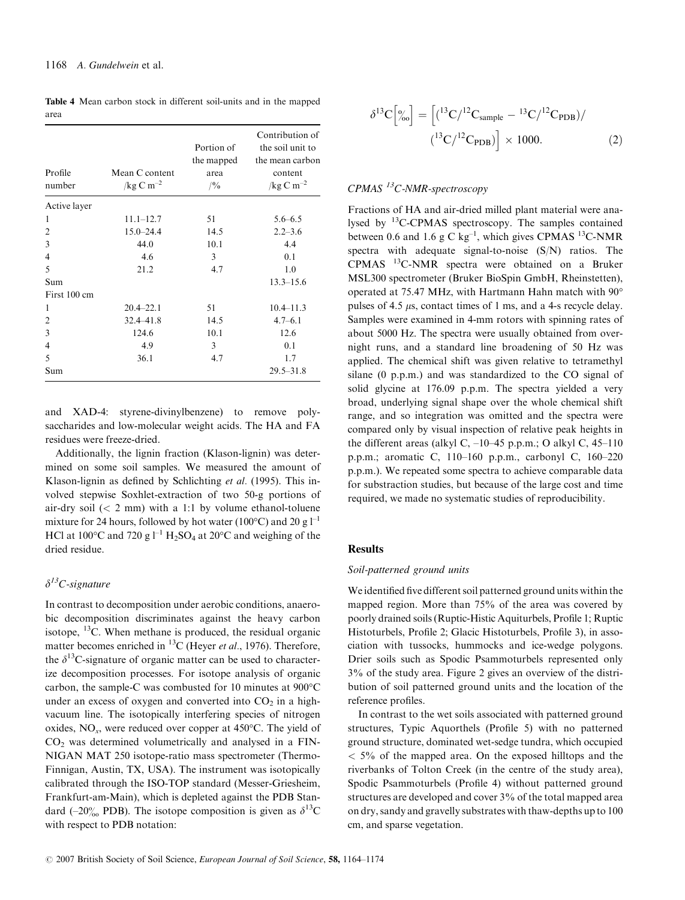**Table 4** Mean carbon stock in different soil-units and in the mapped area

| Profile number | Mean C content /kg C m$^{-2}$ | Portion of the mapped area /% | Contribution of the soil unit to the mean carbon content /kg C m$^{-2}$ |
|---|---|---|---|
| Active layer | | | |
| 1 | 11.1–12.7 | 51 | 5.6–6.5 |
| 2 | 15.0–24.4 | 14.5 | 2.2–3.6 |
| 3 | 44.0 | 10.1 | 4.4 |
| 4 | 4.6 | 3 | 0.1 |
| 5 | 21.2 | 4.7 | 1.0 |
| Sum | | | 13.3–15.6 |
| First 100 cm | | | |
| 1 | 20.4–22.1 | 51 | 10.4–11.3 |
| 2 | 32.4–41.8 | 14.5 | 4.7–6.1 |
| 3 | 124.6 | 10.1 | 12.6 |
| 4 | 4.9 | 3 | 0.1 |
| 5 | 36.1 | 4.7 | 1.7 |
| Sum | | | 29.5–31.8 |

and XAD-4: styrene-divinylbenzene) to remove polysaccharides and low-molecular weight acids. The HA and FA residues were freeze-dried.

Additionally, the lignin fraction (Klason-lignin) was determined on some soil samples. We measured the amount of Klason-lignin as defined by Schlichting *et al.* (1995). This involved stepwise Soxhlet-extraction of two 50-g portions of air-dry soil (< 2 mm) with a 1:1 by volume ethanol-toluene mixture for 24 hours, followed by hot water (100°C) and 20 g l$^{-1}$ HCl at 100°C and 720 g l$^{-1}$ $H_2SO_4$ at 20°C and weighing of the dried residue.

### $\delta^{13}$C-signature

In contrast to decomposition under aerobic conditions, anaerobic decomposition discriminates against the heavy carbon isotope, $^{13}$C. When methane is produced, the residual organic matter becomes enriched in $^{13}$C (Heyer *et al.*, 1976). Therefore, the $\delta^{13}$C-signature of organic matter can be used to characterize decomposition processes. For isotope analysis of organic carbon, the sample-C was combusted for 10 minutes at 900°C under an excess of oxygen and converted into $CO_2$ in a high-vacuum line. The isotopically interfering species of nitrogen oxides, $NO_x$, were reduced over copper at 450°C. The yield of $CO_2$ was determined volumetrically and analysed in a FINNIGAN MAT 250 isotope-ratio mass spectrometer (Thermo-Finnigan, Austin, TX, USA). The instrument was isotopically calibrated through the ISO-TOP standard (Messer-Griesheim, Frankfurt-am-Main), which is depleted against the PDB Standard (–20‰ PDB). The isotope composition is given as $\delta^{13}$C with respect to PDB notation:

$$\delta^{13}\mathrm{C}\left[‰\right] = \left[\left({}^{13}\mathrm{C}/{}^{12}\mathrm{C}_{\mathrm{sample}} - {}^{13}\mathrm{C}/{}^{12}\mathrm{C}_{\mathrm{PDB}}\right)/\left({}^{13}\mathrm{C}/{}^{12}\mathrm{C}_{\mathrm{PDB}}\right)\right] \times 1000. \quad (2)$$

### CPMAS $^{13}$C-NMR-spectroscopy

Fractions of HA and air-dried milled plant material were analysed by $^{13}$C-CPMAS spectroscopy. The samples contained between 0.6 and 1.6 g C kg$^{-1}$, which gives CPMAS $^{13}$C-NMR spectra with adequate signal-to-noise (S/N) ratios. The CPMAS $^{13}$C-NMR spectra were obtained on a Bruker MSL300 spectrometer (Bruker BioSpin GmbH, Rheinstetten), operated at 75.47 MHz, with Hartmann Hahn match with 90° pulses of 4.5 $\mu$s, contact times of 1 ms, and a 4-s recycle delay. Samples were examined in 4-mm rotors with spinning rates of about 5000 Hz. The spectra were usually obtained from overnight runs, and a standard line broadening of 50 Hz was applied. The chemical shift was given relative to tetramethyl silane (0 p.p.m.) and was standardized to the CO signal of solid glycine at 176.09 p.p.m. The spectra yielded a very broad, underlying signal shape over the whole chemical shift range, and so integration was omitted and the spectra were compared only by visual inspection of relative peak heights in the different areas (alkyl C, –10–45 p.p.m.; O alkyl C, 45–110 p.p.m.; aromatic C, 110–160 p.p.m., carbonyl C, 160–220 p.p.m.). We repeated some spectra to achieve comparable data for substraction studies, but because of the large cost and time required, we made no systematic studies of reproducibility.

## Results

### Soil-patterned ground units

We identified five different soil patterned ground units within the mapped region. More than 75% of the area was covered by poorly drained soils (Ruptic-Histic Aquiturbels, Profile 1; Ruptic Histoturbels, Profile 2; Glacic Histoturbels, Profile 3), in association with tussocks, hummocks and ice-wedge polygons. Drier soils such as Spodic Psammoturbels represented only 3% of the study area. Figure 2 gives an overview of the distribution of soil patterned ground units and the location of the reference profiles.

In contrast to the wet soils associated with patterned ground structures, Typic Aquorthels (Profile 5) with no patterned ground structure, dominated wet-sedge tundra, which occupied < 5% of the mapped area. On the exposed hilltops and the riverbanks of Tolton Creek (in the centre of the study area), Spodic Psammoturbels (Profile 4) without patterned ground structures are developed and cover 3% of the total mapped area on dry, sandy and gravelly substrates with thaw-depths up to 100 cm, and sparse vegetation.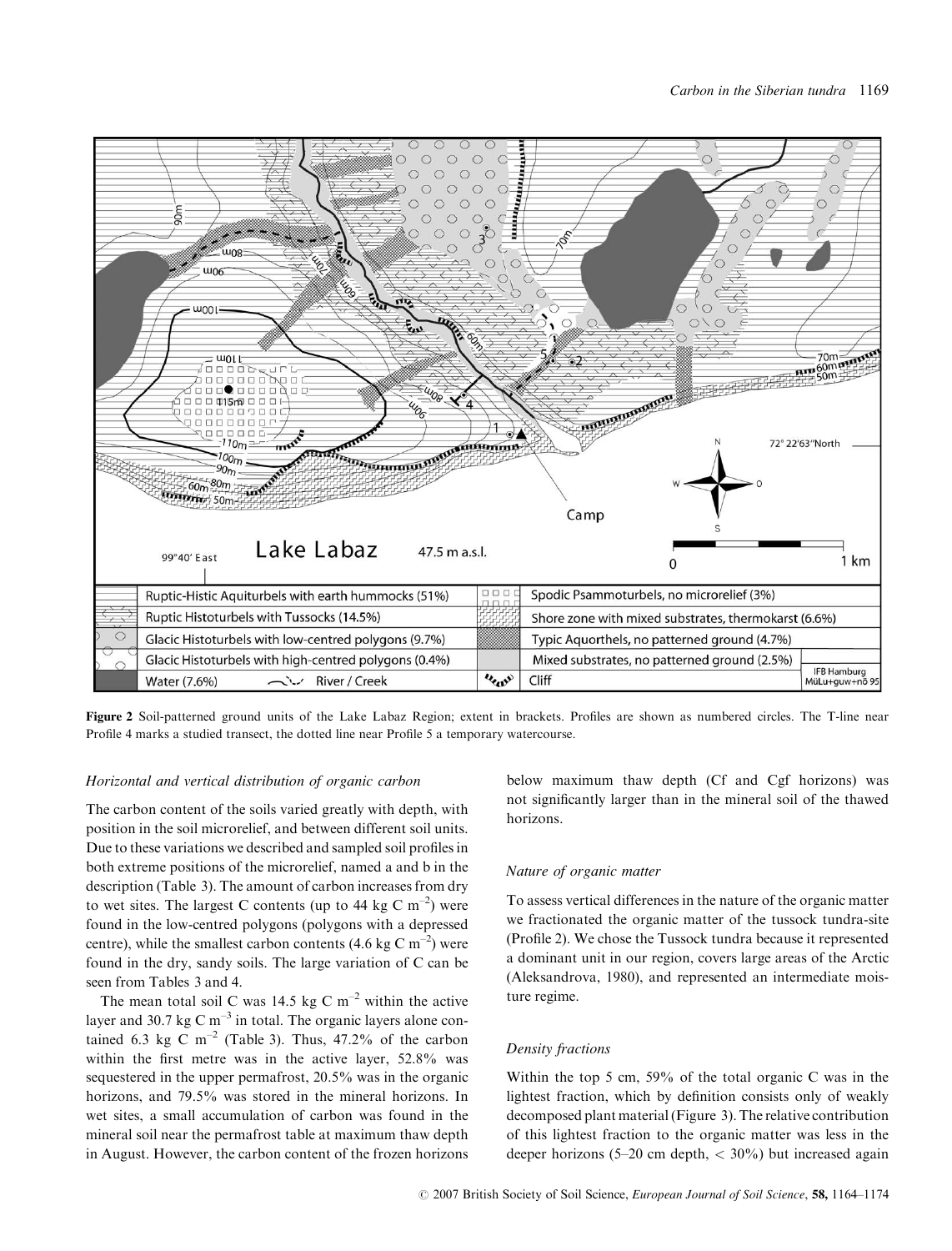Figure 2 Soil-patterned ground units of the Lake Labaz Region; extent in brackets. Profiles are shown as numbered circles. The T-line near Profile 4 marks a studied transect, the dotted line near Profile 5 a temporary watercourse.

### Horizontal and vertical distribution of organic carbon

The carbon content of the soils varied greatly with depth, with position in the soil microrelief, and between different soil units. Due to these variations we described and sampled soil profiles in both extreme positions of the microrelief, named a and b in the description (Table 3). The amount of carbon increases from dry to wet sites. The largest C contents (up to 44 kg C $m^{-2}$) were found in the low-centred polygons (polygons with a depressed centre), while the smallest carbon contents (4.6 kg C $m^{-2}$) were found in the dry, sandy soils. The large variation of C can be seen from Tables 3 and 4.

The mean total soil C was 14.5 kg C $m^{-2}$ within the active layer and 30.7 kg C $m^{-3}$ in total. The organic layers alone contained 6.3 kg C $m^{-2}$ (Table 3). Thus, 47.2% of the carbon within the first metre was in the active layer, 52.8% was sequestered in the upper permafrost, 20.5% was in the organic horizons, and 79.5% was stored in the mineral horizons. In wet sites, a small accumulation of carbon was found in the mineral soil near the permafrost table at maximum thaw depth in August. However, the carbon content of the frozen horizons below maximum thaw depth (Cf and Cgf horizons) was not significantly larger than in the mineral soil of the thawed horizons.

### Nature of organic matter

To assess vertical differences in the nature of the organic matter we fractionated the organic matter of the tussock tundra-site (Profile 2). We chose the Tussock tundra because it represented a dominant unit in our region, covers large areas of the Arctic (Aleksandrova, 1980), and represented an intermediate moisture regime.

### Density fractions

Within the top 5 cm, 59% of the total organic C was in the lightest fraction, which by definition consists only of weakly decomposed plant material (Figure 3). The relative contribution of this lightest fraction to the organic matter was less in the deeper horizons (5–20 cm depth, < 30%) but increased again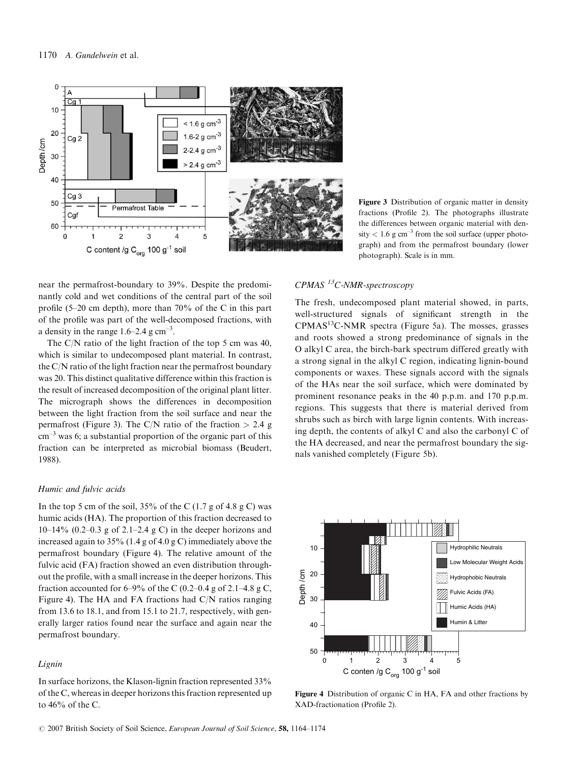Figure 3 Distribution of organic matter in density fractions (Profile 2). The photographs illustrate the differences between organic material with density $< 1.6$ g cm$^{-3}$ from the soil surface (upper photograph) and from the permafrost boundary (lower photograph). Scale is in mm.

near the permafrost-boundary to 39%. Despite the predominantly cold and wet conditions of the central part of the soil profile (5–20 cm depth), more than 70% of the C in this part of the profile was part of the well-decomposed fractions, with a density in the range 1.6–2.4 g cm$^{-3}$.

The C/N ratio of the light fraction of the top 5 cm was 40, which is similar to undecomposed plant material. In contrast, the C/N ratio of the light fraction near the permafrost boundary was 20. This distinct qualitative difference within this fraction is the result of increased decomposition of the original plant litter. The micrograph shows the differences in decomposition between the light fraction from the soil surface and near the permafrost (Figure 3). The C/N ratio of the fraction $> 2.4$ g cm$^{-3}$ was 6; a substantial proportion of the organic part of this fraction can be interpreted as microbial biomass (Beudert, 1988).

### *Humic and fulvic acids*

In the top 5 cm of the soil, 35% of the C (1.7 g of 4.8 g C) was humic acids (HA). The proportion of this fraction decreased to 10–14% (0.2–0.3 g of 2.1–2.4 g C) in the deeper horizons and increased again to 35% (1.4 g of 4.0 g C) immediately above the permafrost boundary (Figure 4). The relative amount of the fulvic acid (FA) fraction showed an even distribution throughout the profile, with a small increase in the deeper horizons. This fraction accounted for 6–9% of the C (0.2–0.4 g of 2.1–4.8 g C, Figure 4). The HA and FA fractions had C/N ratios ranging from 13.6 to 18.1, and from 15.1 to 21.7, respectively, with generally larger ratios found near the surface and again near the permafrost boundary.

### *Lignin*

In surface horizons, the Klason-lignin fraction represented 33% of the C, whereas in deeper horizons this fraction represented up to 46% of the C.

### *CPMAS $^{13}$C-NMR-spectroscopy*

The fresh, undecomposed plant material showed, in parts, well-structured signals of significant strength in the CPMAS$^{13}$C-NMR spectra (Figure 5a). The mosses, grasses and roots showed a strong predominance of signals in the O alkyl C area, the birch-bark spectrum differed greatly with a strong signal in the alkyl C region, indicating lignin-bound components or waxes. These signals accord with the signals of the HAs near the soil surface, which were dominated by prominent resonance peaks in the 40 p.p.m. and 170 p.p.m. regions. This suggests that there is material derived from shrubs such as birch with large lignin contents. With increasing depth, the contents of alkyl C and also the carbonyl C of the HA decreased, and near the permafrost boundary the signals vanished completely (Figure 5b).

Figure 4 Distribution of organic C in HA, FA and other fractions by XAD-fractionation (Profile 2).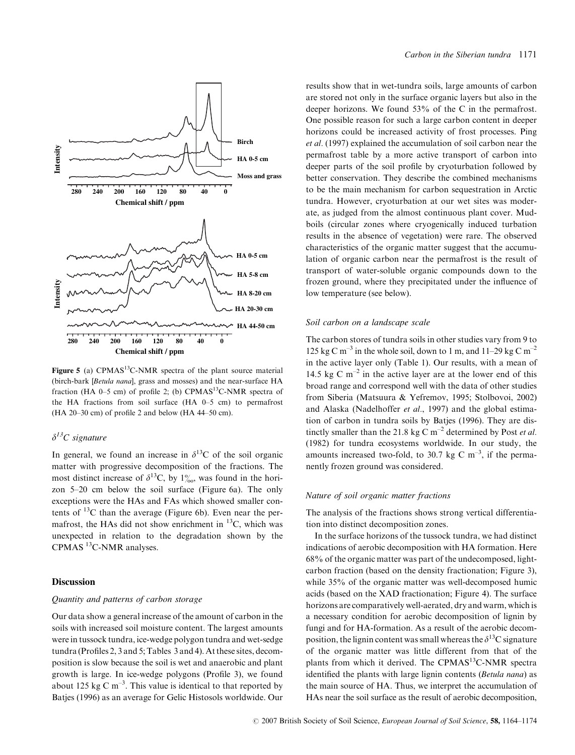Figure 5 (a) CPMAS$^{13}$C-NMR spectra of the plant source material (birch-bark [*Betula nana*], grass and mosses) and the near-surface HA fraction (HA 0–5 cm) of profile 2; (b) CPMAS$^{13}$C-NMR spectra of the HA fractions from soil surface (HA 0–5 cm) to permafrost (HA 20–30 cm) of profile 2 and below (HA 44–50 cm).

### $\delta^{13}C$ signature

In general, we found an increase in $\delta^{13}$C of the soil organic matter with progressive decomposition of the fractions. The most distinct increase of $\delta^{13}$C, by 1‰, was found in the horizon 5–20 cm below the soil surface (Figure 6a). The only exceptions were the HAs and FAs which showed smaller contents of $^{13}$C than the average (Figure 6b). Even near the permafrost, the HAs did not show enrichment in $^{13}$C, which was unexpected in relation to the degradation shown by the CPMAS $^{13}$C-NMR analyses.

## Discussion

### Quantity and patterns of carbon storage

Our data show a general increase of the amount of carbon in the soils with increased soil moisture content. The largest amounts were in tussock tundra, ice-wedge polygon tundra and wet-sedge tundra (Profiles 2, 3 and 5; Tables 3 and 4). At these sites, decomposition is slow because the soil is wet and anaerobic and plant growth is large. In ice-wedge polygons (Profile 3), we found about 125 kg C m$^{-3}$. This value is identical to that reported by Batjes (1996) as an average for Gelic Histosols worldwide. Our results show that in wet-tundra soils, large amounts of carbon are stored not only in the surface organic layers but also in the deeper horizons. We found 53% of the C in the permafrost. One possible reason for such a large carbon content in deeper horizons could be increased activity of frost processes. Ping *et al.* (1997) explained the accumulation of soil carbon near the permafrost table by a more active transport of carbon into deeper parts of the soil profile by cryoturbation followed by better conservation. They describe the combined mechanisms to be the main mechanism for carbon sequestration in Arctic tundra. However, cryoturbation at our wet sites was moderate, as judged from the almost continuous plant cover. Mudboils (circular zones where cryogenically induced turbation results in the absence of vegetation) were rare. The observed characteristics of the organic matter suggest that the accumulation of organic carbon near the permafrost is the result of transport of water-soluble organic compounds down to the frozen ground, where they precipitated under the influence of low temperature (see below).

### Soil carbon on a landscape scale

The carbon stores of tundra soils in other studies vary from 9 to 125 kg C m$^{-3}$ in the whole soil, down to 1 m, and 11–29 kg C m$^{-2}$ in the active layer only (Table 1). Our results, with a mean of 14.5 kg C m$^{-2}$ in the active layer are at the lower end of this broad range and correspond well with the data of other studies from Siberia (Matsuura & Yefremov, 1995; Stolbovoi, 2002) and Alaska (Nadelhoffer *et al.*, 1997) and the global estimation of carbon in tundra soils by Batjes (1996). They are distinctly smaller than the 21.8 kg C m$^{-2}$ determined by Post *et al.* (1982) for tundra ecosystems worldwide. In our study, the amounts increased two-fold, to 30.7 kg C m$^{-3}$, if the permanently frozen ground was considered.

### Nature of soil organic matter fractions

The analysis of the fractions shows strong vertical differentiation into distinct decomposition zones.

In the surface horizons of the tussock tundra, we had distinct indications of aerobic decomposition with HA formation. Here 68% of the organic matter was part of the undecomposed, light-carbon fraction (based on the density fractionation; Figure 3), while 35% of the organic matter was well-decomposed humic acids (based on the XAD fractionation; Figure 4). The surface horizons are comparatively well-aerated, dry and warm, which is a necessary condition for aerobic decomposition of lignin by fungi and for HA-formation. As a result of the aerobic decomposition, the lignin content was small whereas the $\delta^{13}$C signature of the organic matter was little different from that of the plants from which it derived. The CPMAS$^{13}$C-NMR spectra identified the plants with large lignin contents (*Betula nana*) as the main source of HA. Thus, we interpret the accumulation of HAs near the soil surface as the result of aerobic decomposition,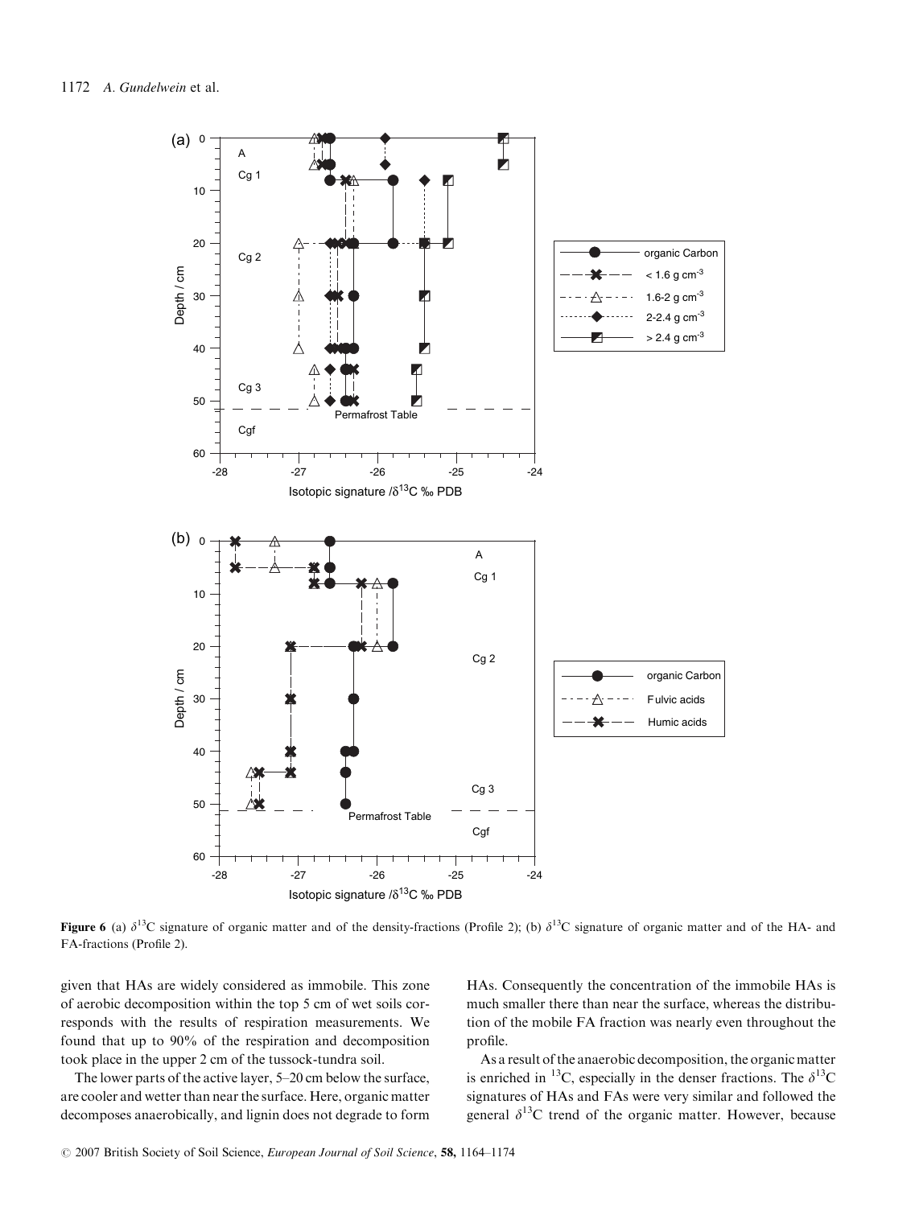**Figure 6** (a) $\delta^{13}C$ signature of organic matter and of the density-fractions (Profile 2); (b) $\delta^{13}C$ signature of organic matter and of the HA- and FA-fractions (Profile 2).

given that HAs are widely considered as immobile. This zone of aerobic decomposition within the top 5 cm of wet soils corresponds with the results of respiration measurements. We found that up to 90% of the respiration and decomposition took place in the upper 2 cm of the tussock-tundra soil.

The lower parts of the active layer, 5–20 cm below the surface, are cooler and wetter than near the surface. Here, organic matter decomposes anaerobically, and lignin does not degrade to form HAs. Consequently the concentration of the immobile HAs is much smaller there than near the surface, whereas the distribution of the mobile FA fraction was nearly even throughout the profile.

As a result of the anaerobic decomposition, the organic matter is enriched in $^{13}C$, especially in the denser fractions. The $\delta^{13}C$ signatures of HAs and FAs were very similar and followed the general $\delta^{13}C$ trend of the organic matter. However, because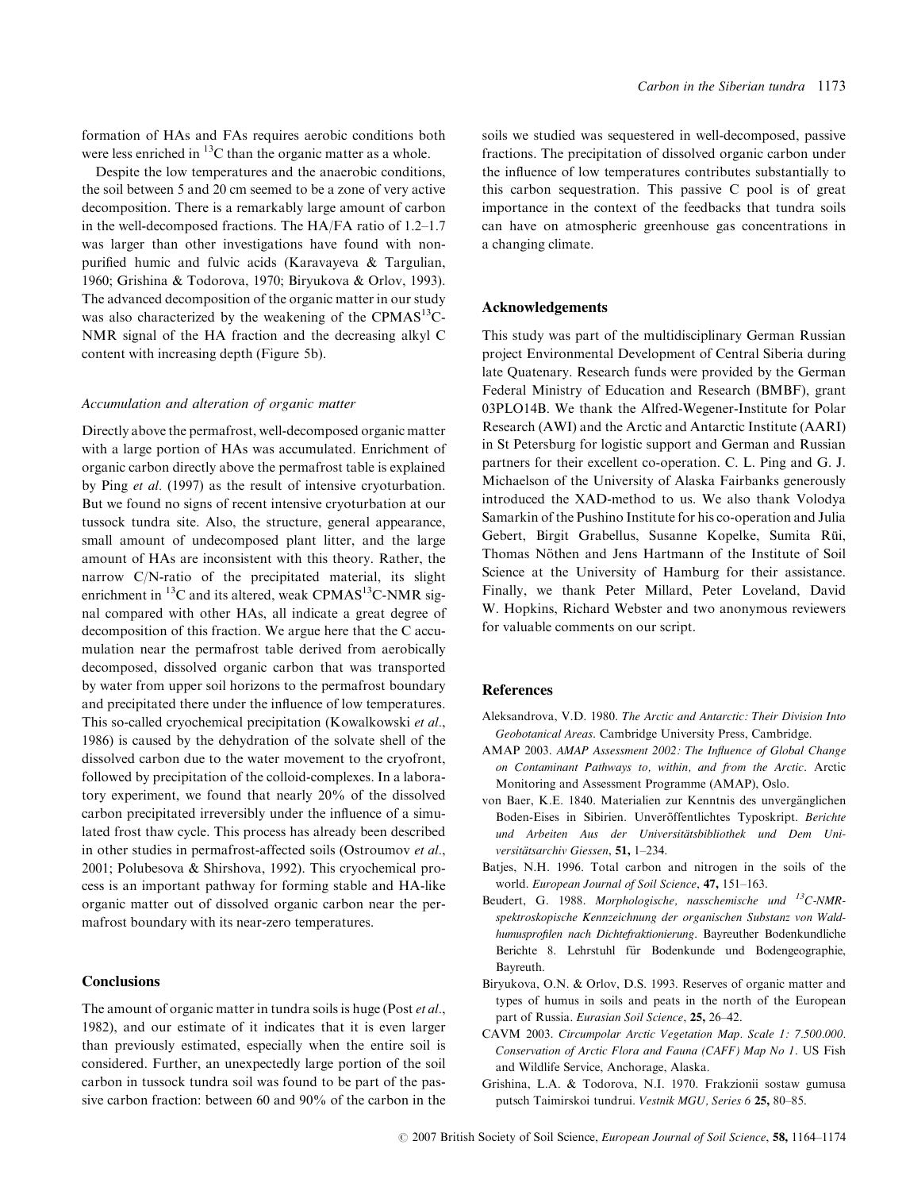formation of HAs and FAs requires aerobic conditions both were less enriched in $^{13}C$ than the organic matter as a whole.

Despite the low temperatures and the anaerobic conditions, the soil between 5 and 20 cm seemed to be a zone of very active decomposition. There is a remarkably large amount of carbon in the well-decomposed fractions. The HA/FA ratio of 1.2–1.7 was larger than other investigations have found with non-purified humic and fulvic acids (Karavayeva & Targulian, 1960; Grishina & Todorova, 1970; Biryukova & Orlov, 1993). The advanced decomposition of the organic matter in our study was also characterized by the weakening of the CPMAS$^{13}C$-NMR signal of the HA fraction and the decreasing alkyl C content with increasing depth (Figure 5b).

### *Accumulation and alteration of organic matter*

Directly above the permafrost, well-decomposed organic matter with a large portion of HAs was accumulated. Enrichment of organic carbon directly above the permafrost table is explained by Ping *et al.* (1997) as the result of intensive cryoturbation. But we found no signs of recent intensive cryoturbation at our tussock tundra site. Also, the structure, general appearance, small amount of undecomposed plant litter, and the large amount of HAs are inconsistent with this theory. Rather, the narrow C/N-ratio of the precipitated material, its slight enrichment in $^{13}C$ and its altered, weak CPMAS$^{13}C$-NMR signal compared with other HAs, all indicate a great degree of decomposition of this fraction. We argue here that the C accumulation near the permafrost table derived from aerobically decomposed, dissolved organic carbon that was transported by water from upper soil horizons to the permafrost boundary and precipitated there under the influence of low temperatures. This so-called cryochemical precipitation (Kowalkowski *et al.*, 1986) is caused by the dehydration of the solvate shell of the dissolved carbon due to the water movement to the cryofront, followed by precipitation of the colloid-complexes. In a laboratory experiment, we found that nearly 20% of the dissolved carbon precipitated irreversibly under the influence of a simulated frost thaw cycle. This process has already been described in other studies in permafrost-affected soils (Ostroumov *et al.*, 2001; Polubesova & Shirshova, 1992). This cryochemical process is an important pathway for forming stable and HA-like organic matter out of dissolved organic carbon near the permafrost boundary with its near-zero temperatures.

## Conclusions

The amount of organic matter in tundra soils is huge (Post *et al.*, 1982), and our estimate of it indicates that it is even larger than previously estimated, especially when the entire soil is considered. Further, an unexpectedly large portion of the soil carbon in tussock tundra soil was found to be part of the passive carbon fraction: between 60 and 90% of the carbon in the soils we studied was sequestered in well-decomposed, passive fractions. The precipitation of dissolved organic carbon under the influence of low temperatures contributes substantially to this carbon sequestration. This passive C pool is of great importance in the context of the feedbacks that tundra soils can have on atmospheric greenhouse gas concentrations in a changing climate.

## Acknowledgements

This study was part of the multidisciplinary German Russian project Environmental Development of Central Siberia during late Quatenary. Research funds were provided by the German Federal Ministry of Education and Research (BMBF), grant 03PLO14B. We thank the Alfred-Wegener-Institute for Polar Research (AWI) and the Arctic and Antarctic Institute (AARI) in St Petersburg for logistic support and German and Russian partners for their excellent co-operation. C. L. Ping and G. J. Michaelson of the University of Alaska Fairbanks generously introduced the XAD-method to us. We also thank Volodya Samarkin of the Pushino Institute for his co-operation and Julia Gebert, Birgit Grabellus, Susanne Kopelke, Sumita Rüi, Thomas Nöthen and Jens Hartmann of the Institute of Soil Science at the University of Hamburg for their assistance. Finally, we thank Peter Millard, Peter Loveland, David W. Hopkins, Richard Webster and two anonymous reviewers for valuable comments on our script.

## References

Aleksandrova, V.D. 1980. *The Arctic and Antarctic: Their Division Into Geobotanical Areas*. Cambridge University Press, Cambridge.

AMAP 2003. *AMAP Assessment 2002: The Influence of Global Change on Contaminant Pathways to, within, and from the Arctic*. Arctic Monitoring and Assessment Programme (AMAP), Oslo.

von Baer, K.E. 1840. Materialien zur Kenntnis des unvergänglichen Boden-Eises in Sibirien. Unveröffentlichtes Typoskript. *Berichte und Arbeiten Aus der Universitätsbibliothek und Dem Universitätsarchiv Giessen*, **51,** 1–234.

Batjes, N.H. 1996. Total carbon and nitrogen in the soils of the world. *European Journal of Soil Science*, **47,** 151–163.

Beudert, G. 1988. *Morphologische, nasschemische und $^{13}C$-NMR-spektroskopische Kennzeichnung der organischen Substanz von Waldhumusprofilen nach Dichtefraktionierung*. Bayreuther Bodenkundliche Berichte 8. Lehrstuhl für Bodenkunde und Bodengeographie, Bayreuth.

Biryukova, O.N. & Orlov, D.S. 1993. Reserves of organic matter and types of humus in soils and peats in the north of the European part of Russia. *Eurasian Soil Science*, **25,** 26–42.

CAVM 2003. *Circumpolar Arctic Vegetation Map. Scale 1: 7.500.000. Conservation of Arctic Flora and Fauna (CAFF) Map No 1*. US Fish and Wildlife Service, Anchorage, Alaska.

Grishina, L.A. & Todorova, N.I. 1970. Frakzionii sostaw gumusa putsch Taimirskoi tundrui. *Vestnik MGU, Series 6* **25,** 80–85.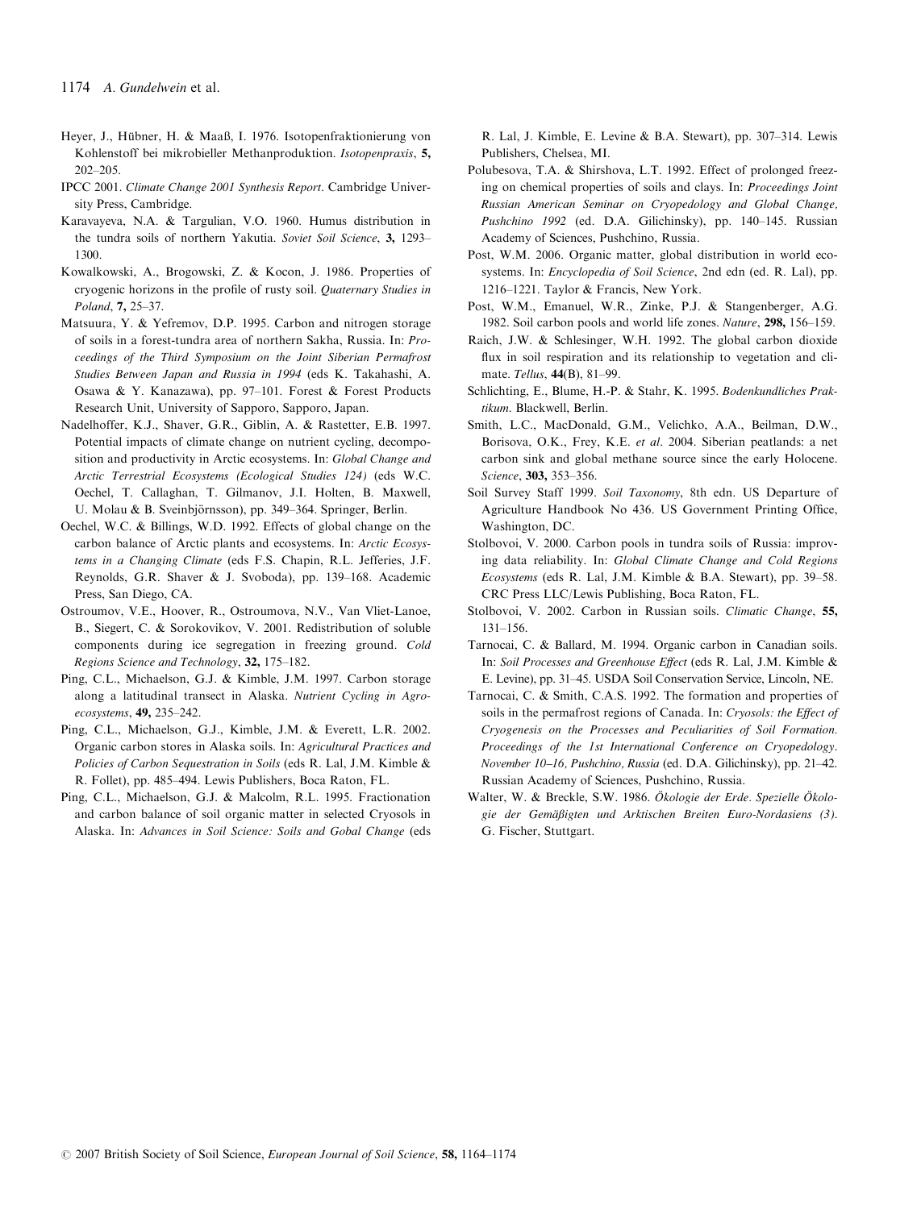Heyer, J., Hübner, H. & Maaß, I. 1976. Isotopenfraktionierung von Kohlenstoff bei mikrobieller Methanproduktion. *Isotopenpraxis*, **5,** 202–205.

IPCC 2001. *Climate Change 2001 Synthesis Report*. Cambridge University Press, Cambridge.

Karavayeva, N.A. & Targulian, V.O. 1960. Humus distribution in the tundra soils of northern Yakutia. *Soviet Soil Science*, **3,** 1293–1300.

Kowalkowski, A., Brogowski, Z. & Kocon, J. 1986. Properties of cryogenic horizons in the profile of rusty soil. *Quaternary Studies in Poland*, **7,** 25–37.

Matsuura, Y. & Yefremov, D.P. 1995. Carbon and nitrogen storage of soils in a forest-tundra area of northern Sakha, Russia. In: *Proceedings of the Third Symposium on the Joint Siberian Permafrost Studies Between Japan and Russia in 1994* (eds K. Takahashi, A. Osawa & Y. Kanazawa), pp. 97–101. Forest & Forest Products Research Unit, University of Sapporo, Sapporo, Japan.

Nadelhoffer, K.J., Shaver, G.R., Giblin, A. & Rastetter, E.B. 1997. Potential impacts of climate change on nutrient cycling, decomposition and productivity in Arctic ecosystems. In: *Global Change and Arctic Terrestrial Ecosystems (Ecological Studies 124)* (eds W.C. Oechel, T. Callaghan, T. Gilmanov, J.I. Holten, B. Maxwell, U. Molau & B. Sveinbjörnsson), pp. 349–364. Springer, Berlin.

Oechel, W.C. & Billings, W.D. 1992. Effects of global change on the carbon balance of Arctic plants and ecosystems. In: *Arctic Ecosystems in a Changing Climate* (eds F.S. Chapin, R.L. Jefferies, J.F. Reynolds, G.R. Shaver & J. Svoboda), pp. 139–168. Academic Press, San Diego, CA.

Ostroumov, V.E., Hoover, R., Ostroumova, N.V., Van Vliet-Lanoe, B., Siegert, C. & Sorokovikov, V. 2001. Redistribution of soluble components during ice segregation in freezing ground. *Cold Regions Science and Technology*, **32,** 175–182.

Ping, C.L., Michaelson, G.J. & Kimble, J.M. 1997. Carbon storage along a latitudinal transect in Alaska. *Nutrient Cycling in Agroecosystems*, **49,** 235–242.

Ping, C.L., Michaelson, G.J., Kimble, J.M. & Everett, L.R. 2002. Organic carbon stores in Alaska soils. In: *Agricultural Practices and Policies of Carbon Sequestration in Soils* (eds R. Lal, J.M. Kimble & R. Follet), pp. 485–494. Lewis Publishers, Boca Raton, FL.

Ping, C.L., Michaelson, G.J. & Malcolm, R.L. 1995. Fractionation and carbon balance of soil organic matter in selected Cryosols in Alaska. In: *Advances in Soil Science: Soils and Gobal Change* (eds R. Lal, J. Kimble, E. Levine & B.A. Stewart), pp. 307–314. Lewis Publishers, Chelsea, MI.

Polubesova, T.A. & Shirshova, L.T. 1992. Effect of prolonged freezing on chemical properties of soils and clays. In: *Proceedings Joint Russian American Seminar on Cryopedology and Global Change, Pushchino 1992* (ed. D.A. Gilichinsky), pp. 140–145. Russian Academy of Sciences, Pushchino, Russia.

Post, W.M. 2006. Organic matter, global distribution in world ecosystems. In: *Encyclopedia of Soil Science*, 2nd edn (ed. R. Lal), pp. 1216–1221. Taylor & Francis, New York.

Post, W.M., Emanuel, W.R., Zinke, P.J. & Stangenberger, A.G. 1982. Soil carbon pools and world life zones. *Nature*, **298,** 156–159.

Raich, J.W. & Schlesinger, W.H. 1992. The global carbon dioxide flux in soil respiration and its relationship to vegetation and climate. *Tellus*, **44**(B), 81–99.

Schlichting, E., Blume, H.-P. & Stahr, K. 1995. *Bodenkundliches Praktikum*. Blackwell, Berlin.

Smith, L.C., MacDonald, G.M., Velichko, A.A., Beilman, D.W., Borisova, O.K., Frey, K.E. *et al*. 2004. Siberian peatlands: a net carbon sink and global methane source since the early Holocene. *Science*, **303,** 353–356.

Soil Survey Staff 1999. *Soil Taxonomy*, 8th edn. US Departure of Agriculture Handbook No 436. US Government Printing Office, Washington, DC.

Stolbovoi, V. 2000. Carbon pools in tundra soils of Russia: improving data reliability. In: *Global Climate Change and Cold Regions Ecosystems* (eds R. Lal, J.M. Kimble & B.A. Stewart), pp. 39–58. CRC Press LLC/Lewis Publishing, Boca Raton, FL.

Stolbovoi, V. 2002. Carbon in Russian soils. *Climatic Change*, **55,** 131–156.

Tarnocai, C. & Ballard, M. 1994. Organic carbon in Canadian soils. In: *Soil Processes and Greenhouse Effect* (eds R. Lal, J.M. Kimble & E. Levine), pp. 31–45. USDA Soil Conservation Service, Lincoln, NE.

Tarnocai, C. & Smith, C.A.S. 1992. The formation and properties of soils in the permafrost regions of Canada. In: *Cryosols: the Effect of Cryogenesis on the Processes and Peculiarities of Soil Formation. Proceedings of the 1st International Conference on Cryopedology. November 10–16, Pushchino, Russia* (ed. D.A. Gilichinsky), pp. 21–42. Russian Academy of Sciences, Pushchino, Russia.

Walter, W. & Breckle, S.W. 1986. *Ökologie der Erde. Spezielle Ökologie der Gemäßigten und Arktischen Breiten Euro-Nordasiens (3)*. G. Fischer, Stuttgart.